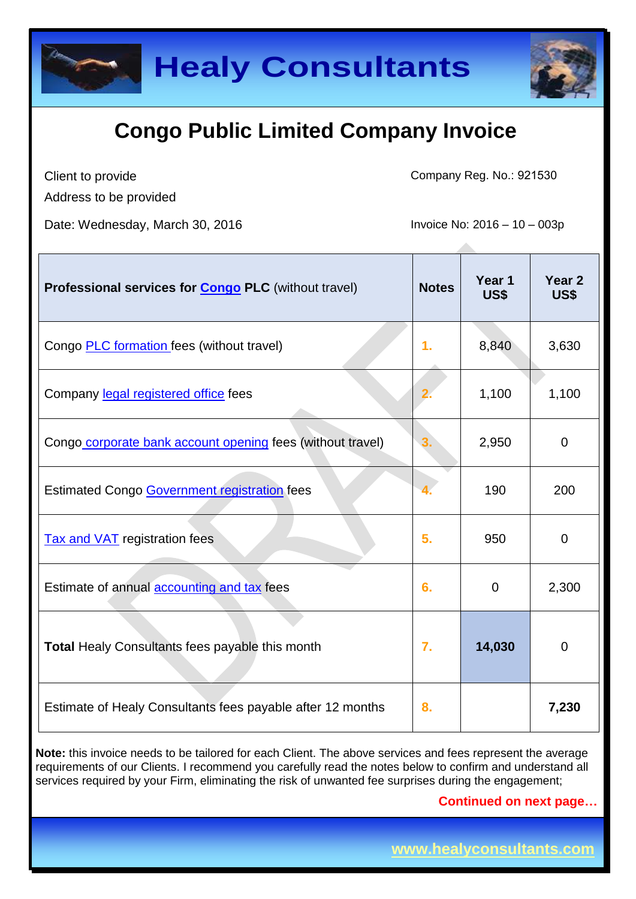# Healy Consultants

## Congo Public Limited Company Invoice

Client to provide
Address to be provided

Company Reg. No.: 921530

Date: Wednesday, March 30, 2016

Invoice No: 2016 – 10 – 003p

| **Professional services for Congo PLC** (without travel) | **Notes** | **Year 1 US$** | **Year 2 US$** |
|---|---|---|---|
| Congo PLC formation fees (without travel) | 1. | 8,840 | 3,630 |
| Company legal registered office fees | 2. | 1,100 | 1,100 |
| Congo corporate bank account opening fees (without travel) | 3. | 2,950 | 0 |
| Estimated Congo Government registration fees | 4. | 190 | 200 |
| Tax and VAT registration fees | 5. | 950 | 0 |
| Estimate of annual accounting and tax fees | 6. | 0 | 2,300 |
| **Total** Healy Consultants fees payable this month | 7. | **14,030** | 0 |
| Estimate of Healy Consultants fees payable after 12 months | 8. | | **7,230** |

**Note:** this invoice needs to be tailored for each Client. The above services and fees represent the average requirements of our Clients. I recommend you carefully read the notes below to confirm and understand all services required by your Firm, eliminating the risk of unwanted fee surprises during the engagement;

**Continued on next page…**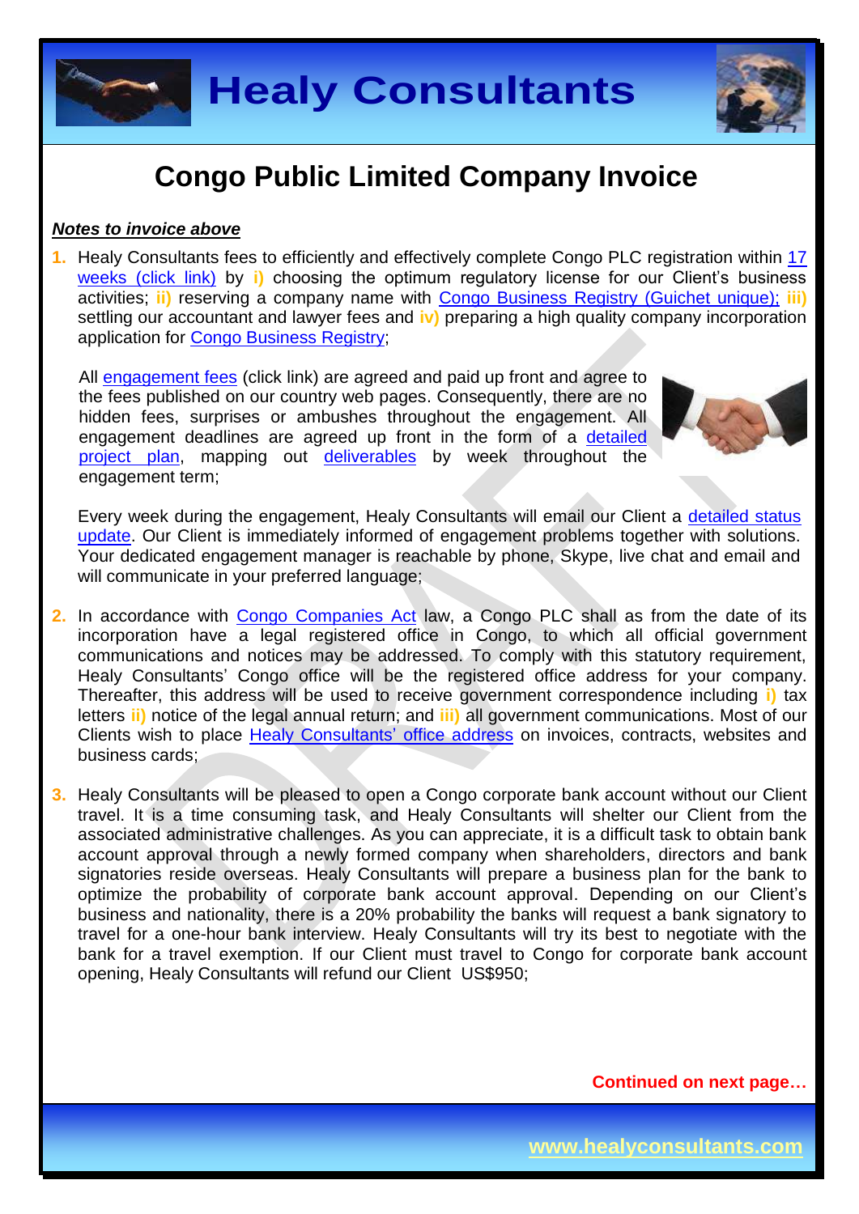# Congo Public Limited Company Invoice

***Notes to invoice above***

1. Healy Consultants fees to efficiently and effectively complete Congo PLC registration within 17 weeks (click link) by **i)** choosing the optimum regulatory license for our Client's business activities; **ii)** reserving a company name with Congo Business Registry (Guichet unique); **iii)** settling our accountant and lawyer fees and **iv)** preparing a high quality company incorporation application for Congo Business Registry;

   All engagement fees (click link) are agreed and paid up front and agree to the fees published on our country web pages. Consequently, there are no hidden fees, surprises or ambushes throughout the engagement. All engagement deadlines are agreed up front in the form of a detailed project plan, mapping out deliverables by week throughout the engagement term;

   Every week during the engagement, Healy Consultants will email our Client a detailed status update. Our Client is immediately informed of engagement problems together with solutions. Your dedicated engagement manager is reachable by phone, Skype, live chat and email and will communicate in your preferred language;

2. In accordance with Congo Companies Act law, a Congo PLC shall as from the date of its incorporation have a legal registered office in Congo, to which all official government communications and notices may be addressed. To comply with this statutory requirement, Healy Consultants' Congo office will be the registered office address for your company. Thereafter, this address will be used to receive government correspondence including **i)** tax letters **ii)** notice of the legal annual return; and **iii)** all government communications. Most of our Clients wish to place Healy Consultants' office address on invoices, contracts, websites and business cards;

3. Healy Consultants will be pleased to open a Congo corporate bank account without our Client travel. It is a time consuming task, and Healy Consultants will shelter our Client from the associated administrative challenges. As you can appreciate, it is a difficult task to obtain bank account approval through a newly formed company when shareholders, directors and bank signatories reside overseas. Healy Consultants will prepare a business plan for the bank to optimize the probability of corporate bank account approval. Depending on our Client's business and nationality, there is a 20% probability the banks will request a bank signatory to travel for a one-hour bank interview. Healy Consultants will try its best to negotiate with the bank for a travel exemption. If our Client must travel to Congo for corporate bank account opening, Healy Consultants will refund our Client US$950;

**Continued on next page…**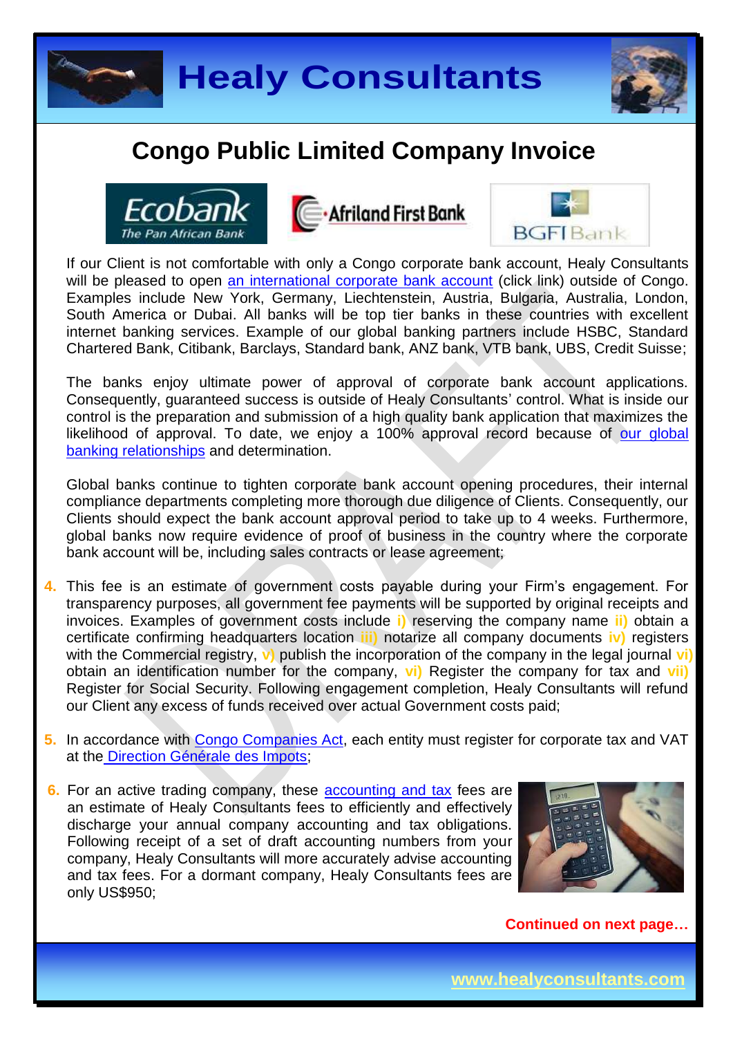# Congo Public Limited Company Invoice

If our Client is not comfortable with only a Congo corporate bank account, Healy Consultants will be pleased to open an international corporate bank account (click link) outside of Congo. Examples include New York, Germany, Liechtenstein, Austria, Bulgaria, Australia, London, South America or Dubai. All banks will be top tier banks in these countries with excellent internet banking services. Example of our global banking partners include HSBC, Standard Chartered Bank, Citibank, Barclays, Standard bank, ANZ bank, VTB bank, UBS, Credit Suisse;

The banks enjoy ultimate power of approval of corporate bank account applications. Consequently, guaranteed success is outside of Healy Consultants' control. What is inside our control is the preparation and submission of a high quality bank application that maximizes the likelihood of approval. To date, we enjoy a 100% approval record because of our global banking relationships and determination.

Global banks continue to tighten corporate bank account opening procedures, their internal compliance departments completing more thorough due diligence of Clients. Consequently, our Clients should expect the bank account approval period to take up to 4 weeks. Furthermore, global banks now require evidence of proof of business in the country where the corporate bank account will be, including sales contracts or lease agreement;

4. This fee is an estimate of government costs payable during your Firm's engagement. For transparency purposes, all government fee payments will be supported by original receipts and invoices. Examples of government costs include i) reserving the company name ii) obtain a certificate confirming headquarters location iii) notarize all company documents iv) registers with the Commercial registry, v) publish the incorporation of the company in the legal journal vi) obtain an identification number for the company, vi) Register the company for tax and vii) Register for Social Security. Following engagement completion, Healy Consultants will refund our Client any excess of funds received over actual Government costs paid;

5. In accordance with Congo Companies Act, each entity must register for corporate tax and VAT at the Direction Générale des Impots;

6. For an active trading company, these accounting and tax fees are an estimate of Healy Consultants fees to efficiently and effectively discharge your annual company accounting and tax obligations. Following receipt of a set of draft accounting numbers from your company, Healy Consultants will more accurately advise accounting and tax fees. For a dormant company, Healy Consultants fees are only US$950;

**Continued on next page…**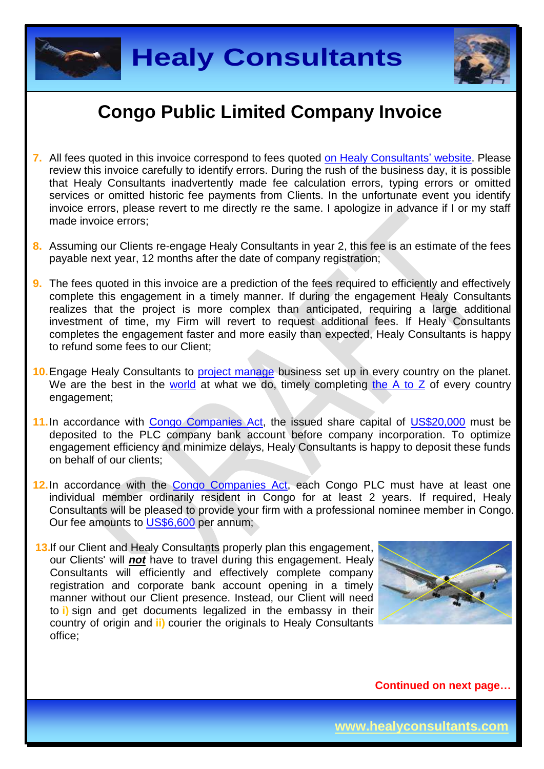# Congo Public Limited Company Invoice

7. All fees quoted in this invoice correspond to fees quoted on Healy Consultants' website. Please review this invoice carefully to identify errors. During the rush of the business day, it is possible that Healy Consultants inadvertently made fee calculation errors, typing errors or omitted services or omitted historic fee payments from Clients. In the unfortunate event you identify invoice errors, please revert to me directly re the same. I apologize in advance if I or my staff made invoice errors;

8. Assuming our Clients re-engage Healy Consultants in year 2, this fee is an estimate of the fees payable next year, 12 months after the date of company registration;

9. The fees quoted in this invoice are a prediction of the fees required to efficiently and effectively complete this engagement in a timely manner. If during the engagement Healy Consultants realizes that the project is more complex than anticipated, requiring a large additional investment of time, my Firm will revert to request additional fees. If Healy Consultants completes the engagement faster and more easily than expected, Healy Consultants is happy to refund some fees to our Client;

10. Engage Healy Consultants to project manage business set up in every country on the planet. We are the best in the world at what we do, timely completing the A to Z of every country engagement;

11. In accordance with Congo Companies Act, the issued share capital of US$20,000 must be deposited to the PLC company bank account before company incorporation. To optimize engagement efficiency and minimize delays, Healy Consultants is happy to deposit these funds on behalf of our clients;

12. In accordance with the Congo Companies Act, each Congo PLC must have at least one individual member ordinarily resident in Congo for at least 2 years. If required, Healy Consultants will be pleased to provide your firm with a professional nominee member in Congo. Our fee amounts to US$6,600 per annum;

13. If our Client and Healy Consultants properly plan this engagement, our Clients' will ***not*** have to travel during this engagement. Healy Consultants will efficiently and effectively complete company registration and corporate bank account opening in a timely manner without our Client presence. Instead, our Client will need to **i)** sign and get documents legalized in the embassy in their country of origin and **ii)** courier the originals to Healy Consultants office;

**Continued on next page…**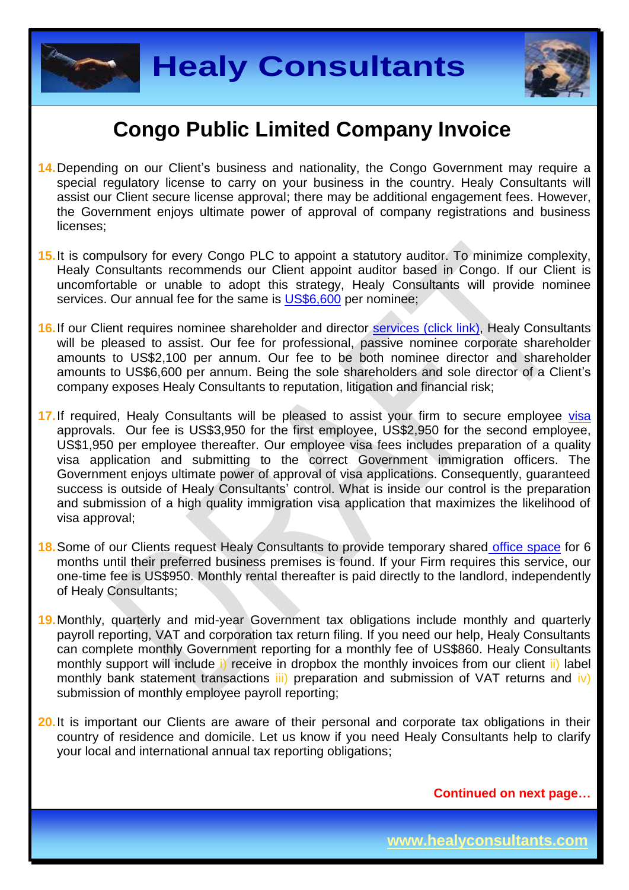# Congo Public Limited Company Invoice

14. Depending on our Client's business and nationality, the Congo Government may require a special regulatory license to carry on your business in the country. Healy Consultants will assist our Client secure license approval; there may be additional engagement fees. However, the Government enjoys ultimate power of approval of company registrations and business licenses;

15. It is compulsory for every Congo PLC to appoint a statutory auditor. To minimize complexity, Healy Consultants recommends our Client appoint auditor based in Congo. If our Client is uncomfortable or unable to adopt this strategy, Healy Consultants will provide nominee services. Our annual fee for the same is US$6,600 per nominee;

16. If our Client requires nominee shareholder and director services (click link), Healy Consultants will be pleased to assist. Our fee for professional, passive nominee corporate shareholder amounts to US$2,100 per annum. Our fee to be both nominee director and shareholder amounts to US$6,600 per annum. Being the sole shareholders and sole director of a Client's company exposes Healy Consultants to reputation, litigation and financial risk;

17. If required, Healy Consultants will be pleased to assist your firm to secure employee visa approvals. Our fee is US$3,950 for the first employee, US$2,950 for the second employee, US$1,950 per employee thereafter. Our employee visa fees includes preparation of a quality visa application and submitting to the correct Government immigration officers. The Government enjoys ultimate power of approval of visa applications. Consequently, guaranteed success is outside of Healy Consultants' control. What is inside our control is the preparation and submission of a high quality immigration visa application that maximizes the likelihood of visa approval;

18. Some of our Clients request Healy Consultants to provide temporary shared office space for 6 months until their preferred business premises is found. If your Firm requires this service, our one-time fee is US$950. Monthly rental thereafter is paid directly to the landlord, independently of Healy Consultants;

19. Monthly, quarterly and mid-year Government tax obligations include monthly and quarterly payroll reporting, VAT and corporation tax return filing. If you need our help, Healy Consultants can complete monthly Government reporting for a monthly fee of US$860. Healy Consultants monthly support will include i) receive in dropbox the monthly invoices from our client ii) label monthly bank statement transactions iii) preparation and submission of VAT returns and iv) submission of monthly employee payroll reporting;

20. It is important our Clients are aware of their personal and corporate tax obligations in their country of residence and domicile. Let us know if you need Healy Consultants help to clarify your local and international annual tax reporting obligations;

**Continued on next page…**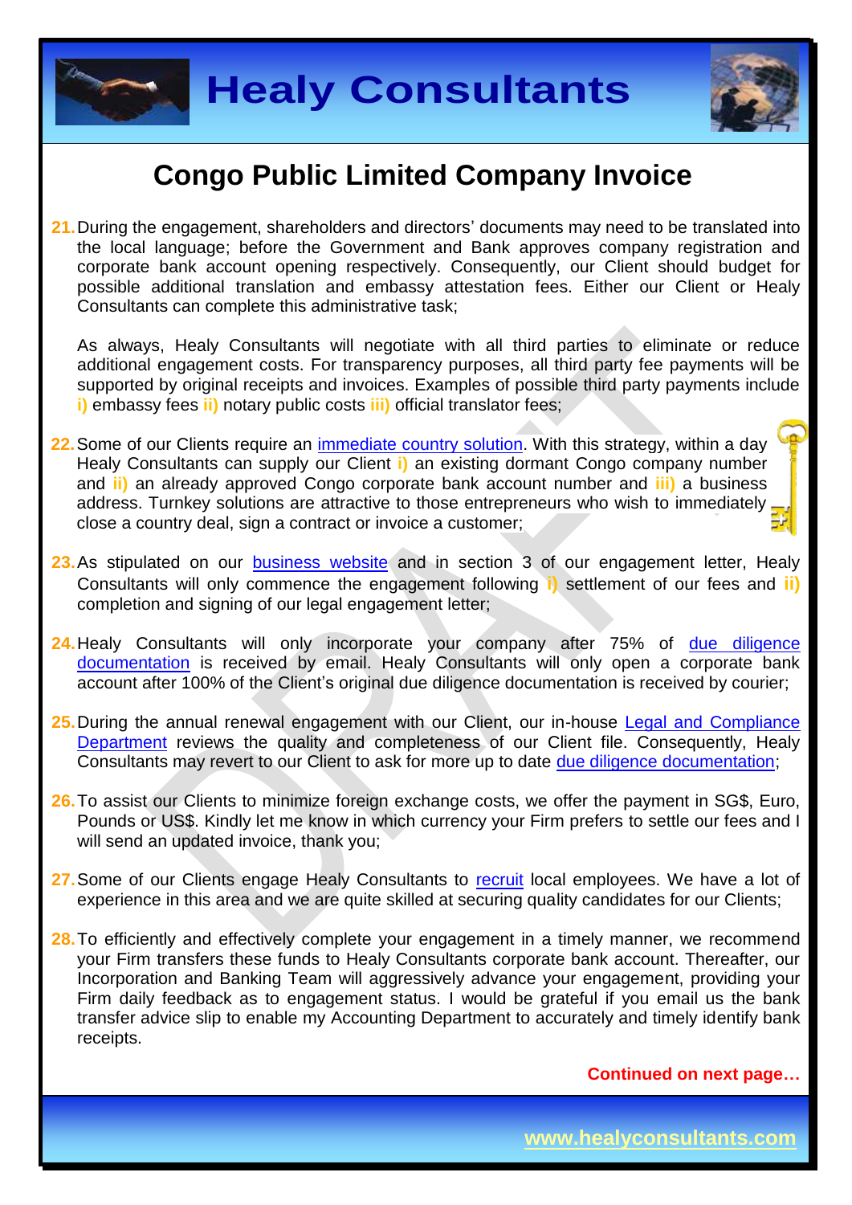# Congo Public Limited Company Invoice

21. During the engagement, shareholders and directors' documents may need to be translated into the local language; before the Government and Bank approves company registration and corporate bank account opening respectively. Consequently, our Client should budget for possible additional translation and embassy attestation fees. Either our Client or Healy Consultants can complete this administrative task;

    As always, Healy Consultants will negotiate with all third parties to eliminate or reduce additional engagement costs. For transparency purposes, all third party fee payments will be supported by original receipts and invoices. Examples of possible third party payments include **i)** embassy fees **ii)** notary public costs **iii)** official translator fees;

22. Some of our Clients require an immediate country solution. With this strategy, within a day Healy Consultants can supply our Client **i)** an existing dormant Congo company number and **ii)** an already approved Congo corporate bank account number and **iii)** a business address. Turnkey solutions are attractive to those entrepreneurs who wish to immediately close a country deal, sign a contract or invoice a customer;

23. As stipulated on our business website and in section 3 of our engagement letter, Healy Consultants will only commence the engagement following **i)** settlement of our fees and **ii)** completion and signing of our legal engagement letter;

24. Healy Consultants will only incorporate your company after 75% of due diligence documentation is received by email. Healy Consultants will only open a corporate bank account after 100% of the Client's original due diligence documentation is received by courier;

25. During the annual renewal engagement with our Client, our in-house Legal and Compliance Department reviews the quality and completeness of our Client file. Consequently, Healy Consultants may revert to our Client to ask for more up to date due diligence documentation;

26. To assist our Clients to minimize foreign exchange costs, we offer the payment in SG$, Euro, Pounds or US$. Kindly let me know in which currency your Firm prefers to settle our fees and I will send an updated invoice, thank you;

27. Some of our Clients engage Healy Consultants to recruit local employees. We have a lot of experience in this area and we are quite skilled at securing quality candidates for our Clients;

28. To efficiently and effectively complete your engagement in a timely manner, we recommend your Firm transfers these funds to Healy Consultants corporate bank account. Thereafter, our Incorporation and Banking Team will aggressively advance your engagement, providing your Firm daily feedback as to engagement status. I would be grateful if you email us the bank transfer advice slip to enable my Accounting Department to accurately and timely identify bank receipts.

**Continued on next page…**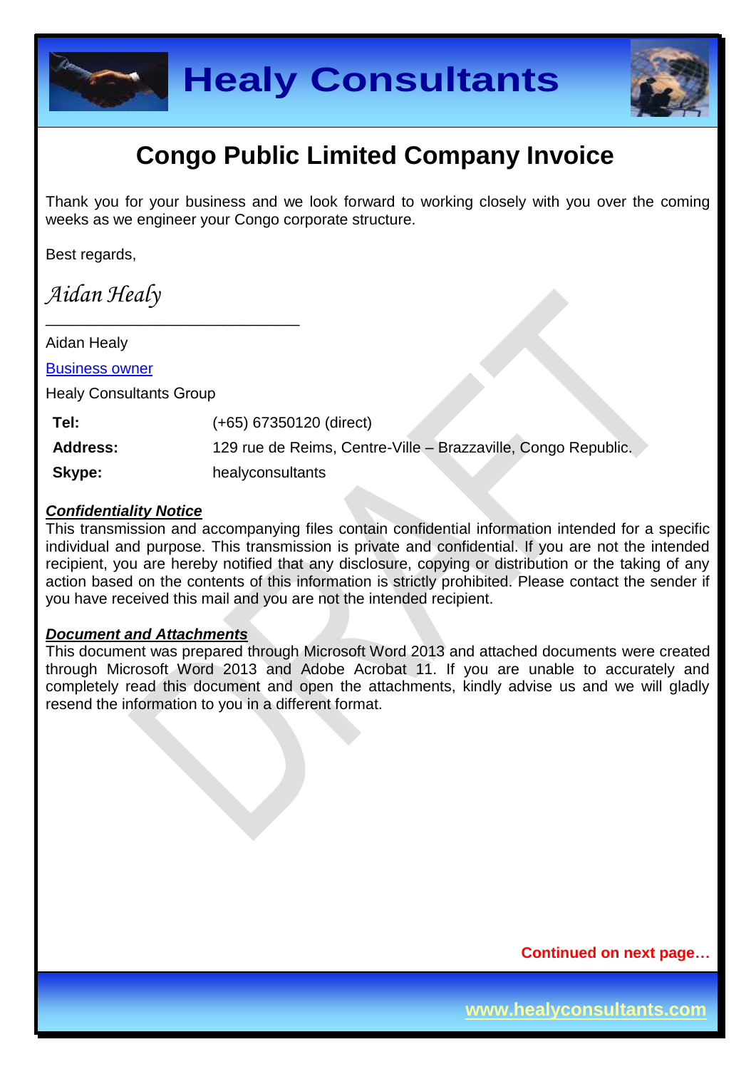# Congo Public Limited Company Invoice

Thank you for your business and we look forward to working closely with you over the coming weeks as we engineer your Congo corporate structure.

Best regards,

*Aidan Healy*

______________________________

Aidan Healy

Business owner

Healy Consultants Group

| | |
|---|---|
| **Tel:** | (+65) 67350120 (direct) |
| **Address:** | 129 rue de Reims, Centre-Ville – Brazzaville, Congo Republic. |
| **Skype:** | healyconsultants |

***Confidentiality Notice***

This transmission and accompanying files contain confidential information intended for a specific individual and purpose. This transmission is private and confidential. If you are not the intended recipient, you are hereby notified that any disclosure, copying or distribution or the taking of any action based on the contents of this information is strictly prohibited. Please contact the sender if you have received this mail and you are not the intended recipient.

***Document and Attachments***

This document was prepared through Microsoft Word 2013 and attached documents were created through Microsoft Word 2013 and Adobe Acrobat 11. If you are unable to accurately and completely read this document and open the attachments, kindly advise us and we will gladly resend the information to you in a different format.

**Continued on next page…**